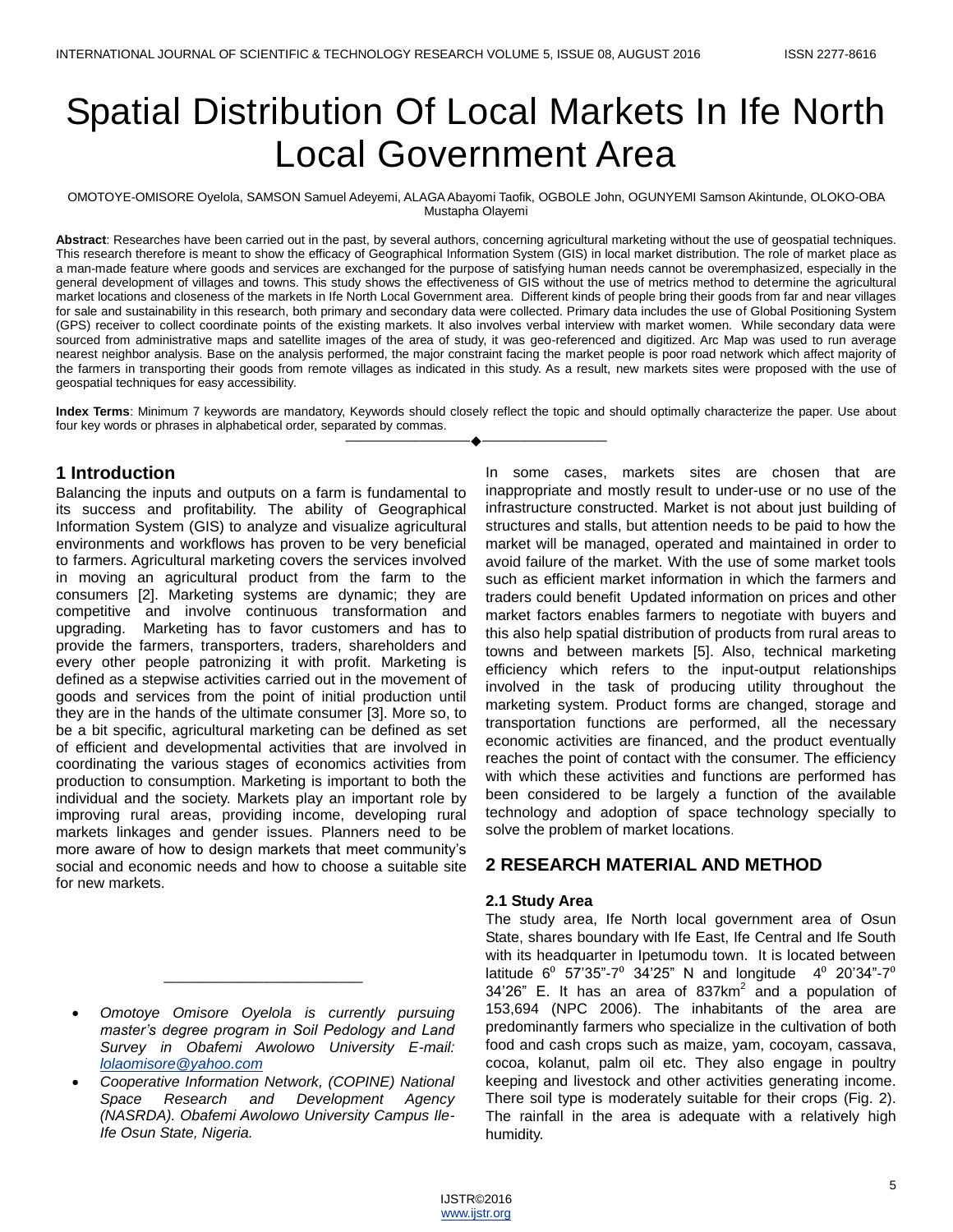# Spatial Distribution Of Local Markets In Ife North Local Government Area

OMOTOYE-OMISORE Oyelola, SAMSON Samuel Adeyemi, ALAGA Abayomi Taofik, OGBOLE John, OGUNYEMI Samson Akintunde, OLOKO-OBA Mustapha Olayemi

**Abstract**: Researches have been carried out in the past, by several authors, concerning agricultural marketing without the use of geospatial techniques. This research therefore is meant to show the efficacy of Geographical Information System (GIS) in local market distribution. The role of market place as a man-made feature where goods and services are exchanged for the purpose of satisfying human needs cannot be overemphasized, especially in the general development of villages and towns. This study shows the effectiveness of GIS without the use of metrics method to determine the agricultural market locations and closeness of the markets in Ife North Local Government area. Different kinds of people bring their goods from far and near villages for sale and sustainability in this research, both primary and secondary data were collected. Primary data includes the use of Global Positioning System (GPS) receiver to collect coordinate points of the existing markets. It also involves verbal interview with market women. While secondary data were sourced from administrative maps and satellite images of the area of study, it was geo-referenced and digitized. Arc Map was used to run average nearest neighbor analysis. Base on the analysis performed, the major constraint facing the market people is poor road network which affect majority of the farmers in transporting their goods from remote villages as indicated in this study. As a result, new markets sites were proposed with the use of geospatial techniques for easy accessibility.

**Index Terms**: Minimum 7 keywords are mandatory, Keywords should closely reflect the topic and should optimally characterize the paper. Use about four key words or phrases in alphabetical order, separated by commas.

---

## 1 Introduction

Balancing the inputs and outputs on a farm is fundamental to its success and profitability. The ability of Geographical Information System (GIS) to analyze and visualize agricultural environments and workflows has proven to be very beneficial to farmers. Agricultural marketing covers the services involved in moving an agricultural product from the farm to the consumers [2]. Marketing systems are dynamic; they are competitive and involve continuous transformation and upgrading. Marketing has to favor customers and has to provide the farmers, transporters, traders, shareholders and every other people patronizing it with profit. Marketing is defined as a stepwise activities carried out in the movement of goods and services from the point of initial production until they are in the hands of the ultimate consumer [3]. More so, to be a bit specific, agricultural marketing can be defined as set of efficient and developmental activities that are involved in coordinating the various stages of economics activities from production to consumption. Marketing is important to both the individual and the society. Markets play an important role by improving rural areas, providing income, developing rural markets linkages and gender issues. Planners need to be more aware of how to design markets that meet community's social and economic needs and how to choose a suitable site for new markets.

- *Omotoye Omisore Oyelola is currently pursuing master's degree program in Soil Pedology and Land Survey in Obafemi Awolowo University E-mail: lolaomisore@yahoo.com*
- *Cooperative Information Network, (COPINE) National Space Research and Development Agency (NASRDA). Obafemi Awolowo University Campus Ile-Ife Osun State, Nigeria.*

In some cases, markets sites are chosen that are inappropriate and mostly result to under-use or no use of the infrastructure constructed. Market is not about just building of structures and stalls, but attention needs to be paid to how the market will be managed, operated and maintained in order to avoid failure of the market. With the use of some market tools such as efficient market information in which the farmers and traders could benefit Updated information on prices and other market factors enables farmers to negotiate with buyers and this also help spatial distribution of products from rural areas to towns and between markets [5]. Also, technical marketing efficiency which refers to the input-output relationships involved in the task of producing utility throughout the marketing system. Product forms are changed, storage and transportation functions are performed, all the necessary economic activities are financed, and the product eventually reaches the point of contact with the consumer. The efficiency with which these activities and functions are performed has been considered to be largely a function of the available technology and adoption of space technology specially to solve the problem of market locations.

## 2 RESEARCH MATERIAL AND METHOD

### 2.1 Study Area

The study area, Ife North local government area of Osun State, shares boundary with Ife East, Ife Central and Ife South with its headquarter in Ipetumodu town. It is located between latitude $6^0$ 57'35"-$7^0$ 34'25" N and longitude $4^0$ 20'34"-$7^0$ 34'26" E. It has an area of 837km$^2$ and a population of 153,694 (NPC 2006). The inhabitants of the area are predominantly farmers who specialize in the cultivation of both food and cash crops such as maize, yam, cocoyam, cassava, cocoa, kolanut, palm oil etc. They also engage in poultry keeping and livestock and other activities generating income. There soil type is moderately suitable for their crops (Fig. 2). The rainfall in the area is adequate with a relatively high humidity.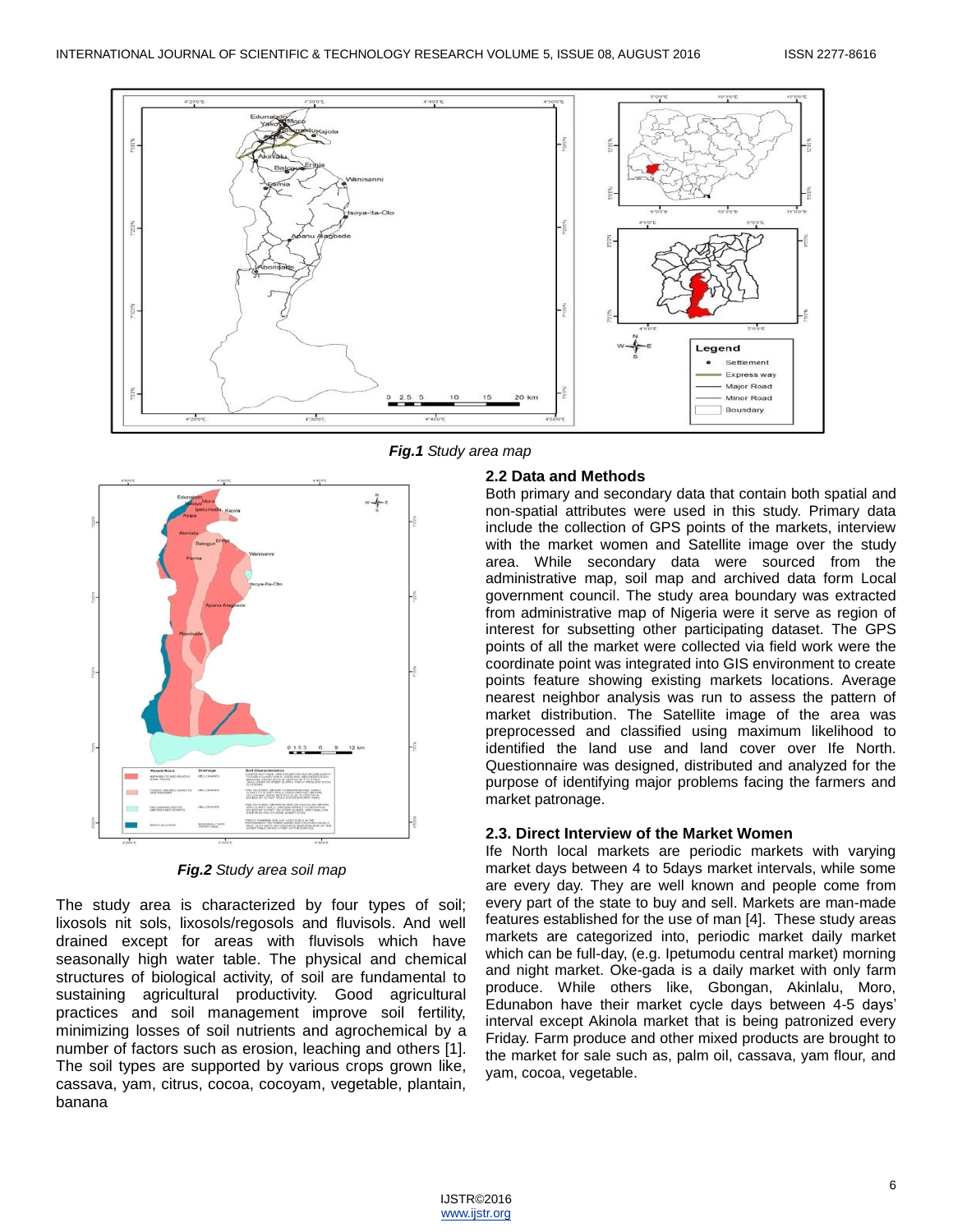*Fig.1* Study area map

*Fig.2* Study area soil map

The study area is characterized by four types of soil; lixosols nit sols, lixosols/regosols and fluvisols. And well drained except for areas with fluvisols which have seasonally high water table. The physical and chemical structures of biological activity, of soil are fundamental to sustaining agricultural productivity. Good agricultural practices and soil management improve soil fertility, minimizing losses of soil nutrients and agrochemical by a number of factors such as erosion, leaching and others [1]. The soil types are supported by various crops grown like, cassava, yam, citrus, cocoa, cocoyam, vegetable, plantain, banana

### 2.2 Data and Methods

Both primary and secondary data that contain both spatial and non-spatial attributes were used in this study. Primary data include the collection of GPS points of the markets, interview with the market women and Satellite image over the study area. While secondary data were sourced from the administrative map, soil map and archived data form Local government council. The study area boundary was extracted from administrative map of Nigeria were it serve as region of interest for subsetting other participating dataset. The GPS points of all the market were collected via field work were the coordinate point was integrated into GIS environment to create points feature showing existing markets locations. Average nearest neighbor analysis was run to assess the pattern of market distribution. The Satellite image of the area was preprocessed and classified using maximum likelihood to identified the land use and land cover over Ife North. Questionnaire was designed, distributed and analyzed for the purpose of identifying major problems facing the farmers and market patronage.

### 2.3. Direct Interview of the Market Women

Ife North local markets are periodic markets with varying market days between 4 to 5days market intervals, while some are every day. They are well known and people come from every part of the state to buy and sell. Markets are man-made features established for the use of man [4]. These study areas markets are categorized into, periodic market daily market which can be full-day, (e.g. Ipetumodu central market) morning and night market. Oke-gada is a daily market with only farm produce. While others like, Gbongan, Akinlalu, Moro, Edunabon have their market cycle days between 4-5 days' interval except Akinola market that is being patronized every Friday. Farm produce and other mixed products are brought to the market for sale such as, palm oil, cassava, yam flour, and yam, cocoa, vegetable.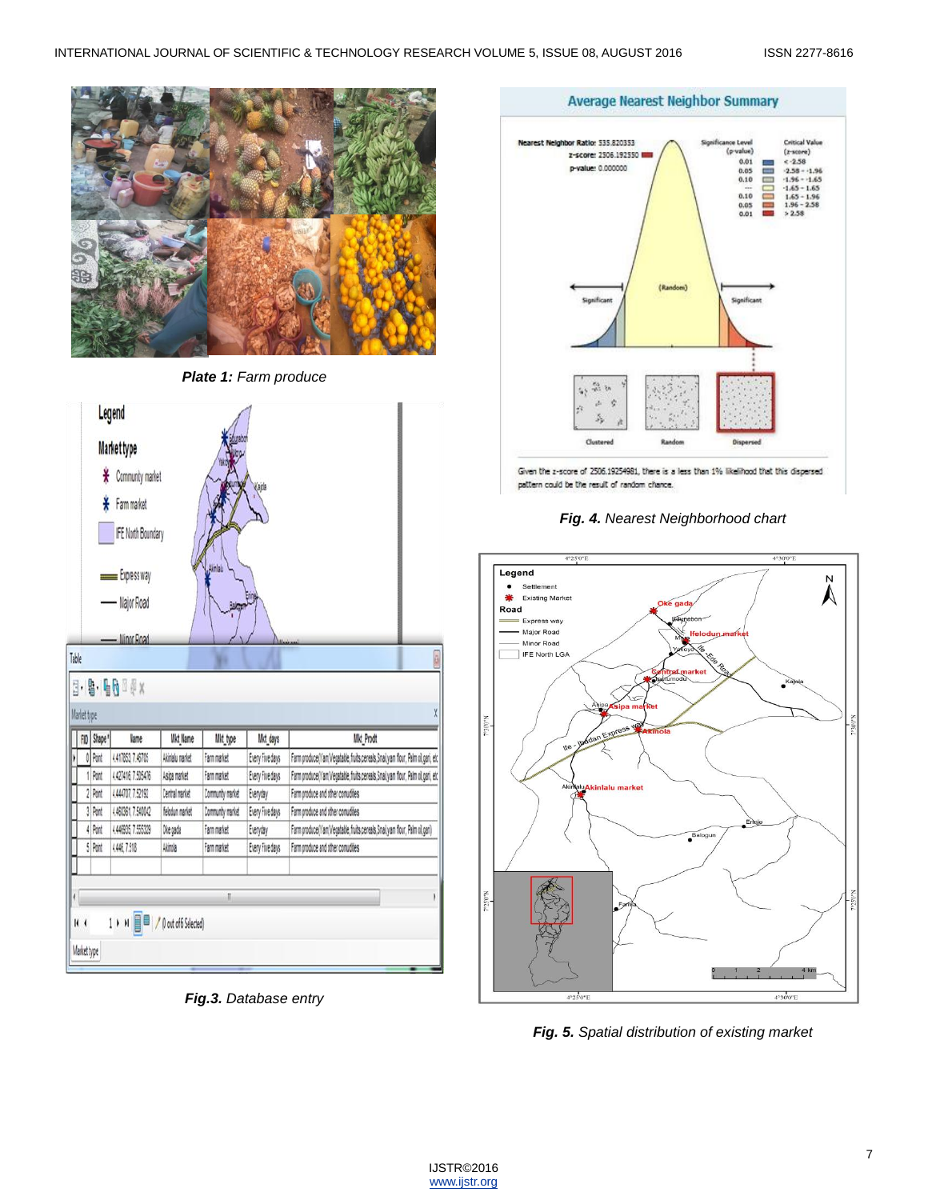*Plate 1: Farm produce*

*Fig.3. Database entry*

*Fig. 4. Nearest Neighborhood chart*

*Fig. 5. Spatial distribution of existing market*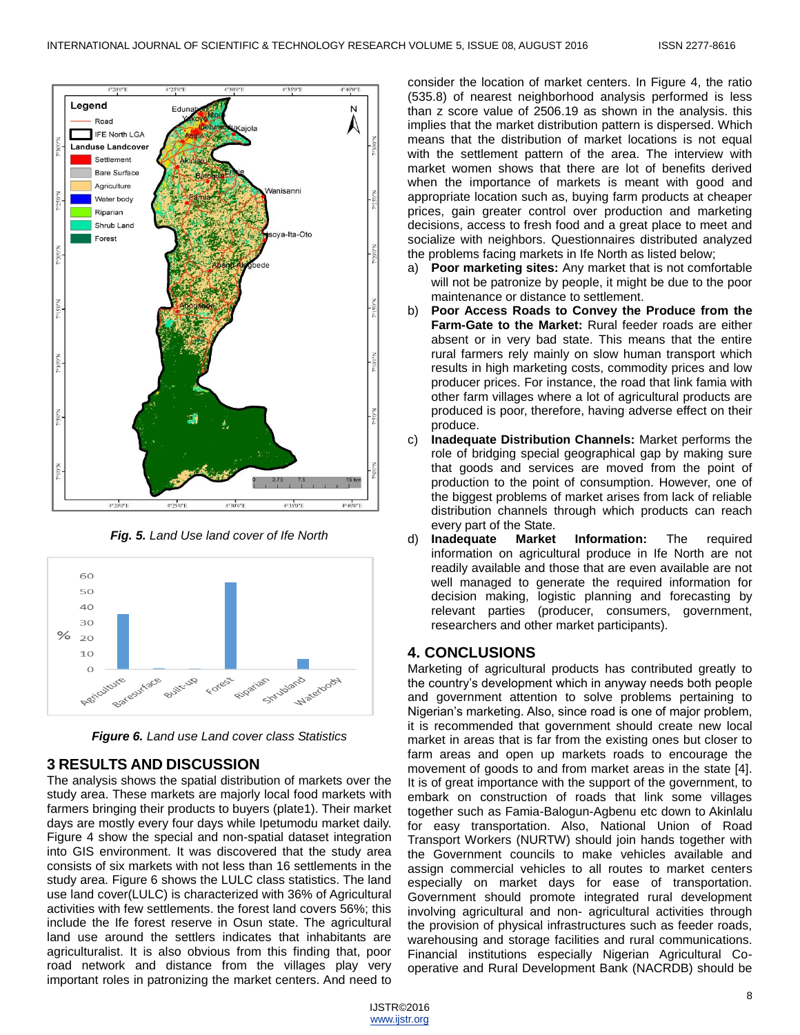*Fig. 5. Land Use land cover of Ife North*

*Figure 6. Land use Land cover class Statistics*

## 3 RESULTS AND DISCUSSION

The analysis shows the spatial distribution of markets over the study area. These markets are majorly local food markets with farmers bringing their products to buyers (plate1). Their market days are mostly every four days while Ipetumodu market daily. Figure 4 show the special and non-spatial dataset integration into GIS environment. It was discovered that the study area consists of six markets with not less than 16 settlements in the study area. Figure 6 shows the LULC class statistics. The land use land cover(LULC) is characterized with 36% of Agricultural activities with few settlements. the forest land covers 56%; this include the Ife forest reserve in Osun state. The agricultural land use around the settlers indicates that inhabitants are agriculturalist. It is also obvious from this finding that, poor road network and distance from the villages play very important roles in patronizing the market centers. And need to consider the location of market centers. In Figure 4, the ratio (535.8) of nearest neighborhood analysis performed is less than z score value of 2506.19 as shown in the analysis. this implies that the market distribution pattern is dispersed. Which means that the distribution of market locations is not equal with the settlement pattern of the area. The interview with market women shows that there are lot of benefits derived when the importance of markets is meant with good and appropriate location such as, buying farm products at cheaper prices, gain greater control over production and marketing decisions, access to fresh food and a great place to meet and socialize with neighbors. Questionnaires distributed analyzed the problems facing markets in Ife North as listed below;

a) **Poor marketing sites:** Any market that is not comfortable will not be patronize by people, it might be due to the poor maintenance or distance to settlement.
b) **Poor Access Roads to Convey the Produce from the Farm-Gate to the Market:** Rural feeder roads are either absent or in very bad state. This means that the entire rural farmers rely mainly on slow human transport which results in high marketing costs, commodity prices and low producer prices. For instance, the road that link famia with other farm villages where a lot of agricultural products are produced is poor, therefore, having adverse effect on their produce.
c) **Inadequate Distribution Channels:** Market performs the role of bridging special geographical gap by making sure that goods and services are moved from the point of production to the point of consumption. However, one of the biggest problems of market arises from lack of reliable distribution channels through which products can reach every part of the State.
d) **Inadequate Market Information:** The required information on agricultural produce in Ife North are not readily available and those that are even available are not well managed to generate the required information for decision making, logistic planning and forecasting by relevant parties (producer, consumers, government, researchers and other market participants).

## 4. CONCLUSIONS

Marketing of agricultural products has contributed greatly to the country's development which in anyway needs both people and government attention to solve problems pertaining to Nigerian's marketing. Also, since road is one of major problem, it is recommended that government should create new local market in areas that is far from the existing ones but closer to farm areas and open up markets roads to encourage the movement of goods to and from market areas in the state [4]. It is of great importance with the support of the government, to embark on construction of roads that link some villages together such as Famia-Balogun-Agbenu etc down to Akinlalu for easy transportation. Also, National Union of Road Transport Workers (NURTW) should join hands together with the Government councils to make vehicles available and assign commercial vehicles to all routes to market centers especially on market days for ease of transportation. Government should promote integrated rural development involving agricultural and non- agricultural activities through the provision of physical infrastructures such as feeder roads, warehousing and storage facilities and rural communications. Financial institutions especially Nigerian Agricultural Co-operative and Rural Development Bank (NACRDB) should be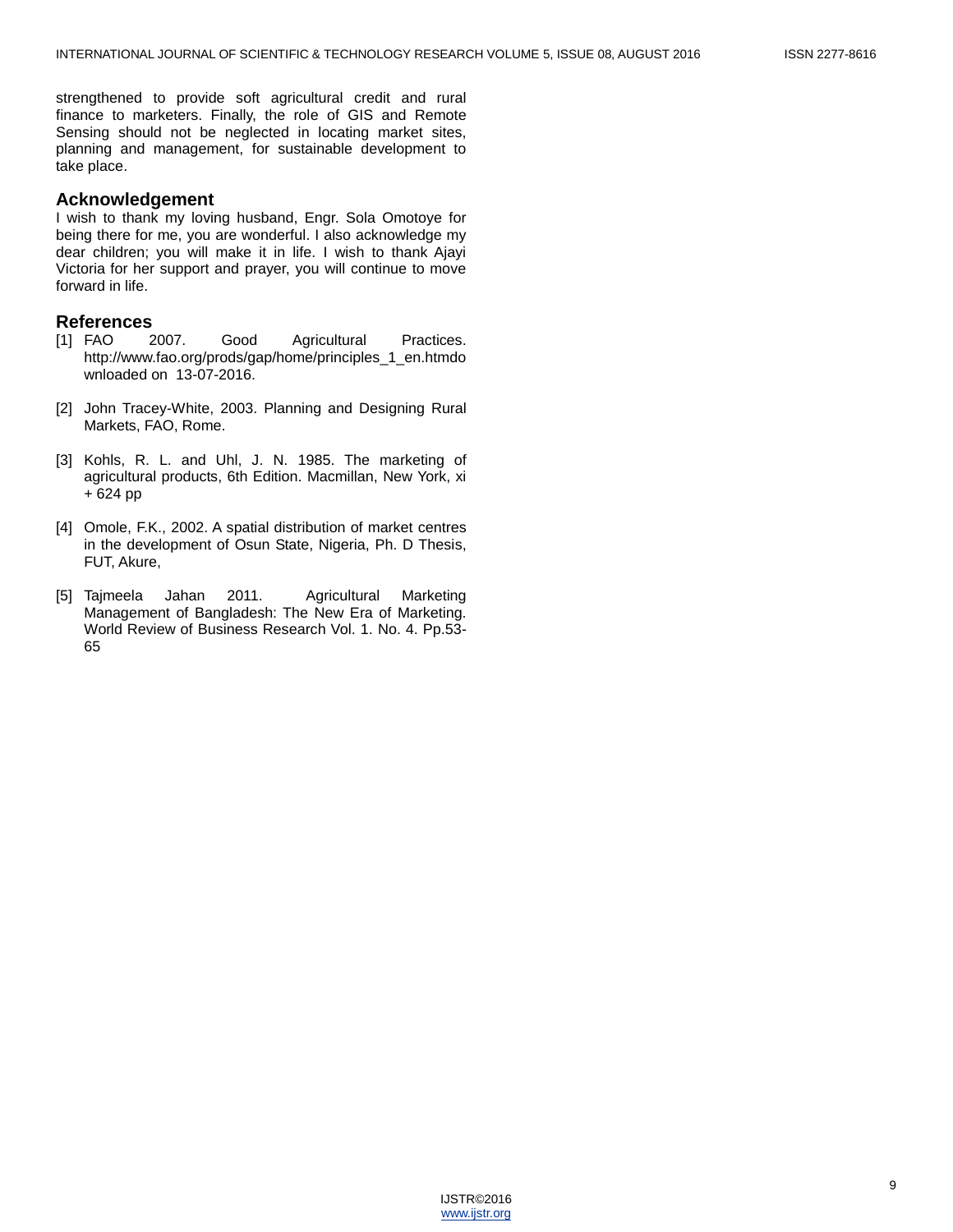strengthened to provide soft agricultural credit and rural finance to marketers. Finally, the role of GIS and Remote Sensing should not be neglected in locating market sites, planning and management, for sustainable development to take place.

## Acknowledgement

I wish to thank my loving husband, Engr. Sola Omotoye for being there for me, you are wonderful. I also acknowledge my dear children; you will make it in life. I wish to thank Ajayi Victoria for her support and prayer, you will continue to move forward in life.

## References

[1] FAO 2007. Good Agricultural Practices. http://www.fao.org/prods/gap/home/principles_1_en.htmdownloaded on 13-07-2016.

[2] John Tracey-White, 2003. Planning and Designing Rural Markets, FAO, Rome.

[3] Kohls, R. L. and Uhl, J. N. 1985. The marketing of agricultural products, 6th Edition. Macmillan, New York, xi + 624 pp

[4] Omole, F.K., 2002. A spatial distribution of market centres in the development of Osun State, Nigeria, Ph. D Thesis, FUT, Akure,

[5] Tajmeela Jahan 2011. Agricultural Marketing Management of Bangladesh: The New Era of Marketing. World Review of Business Research Vol. 1. No. 4. Pp.53-65